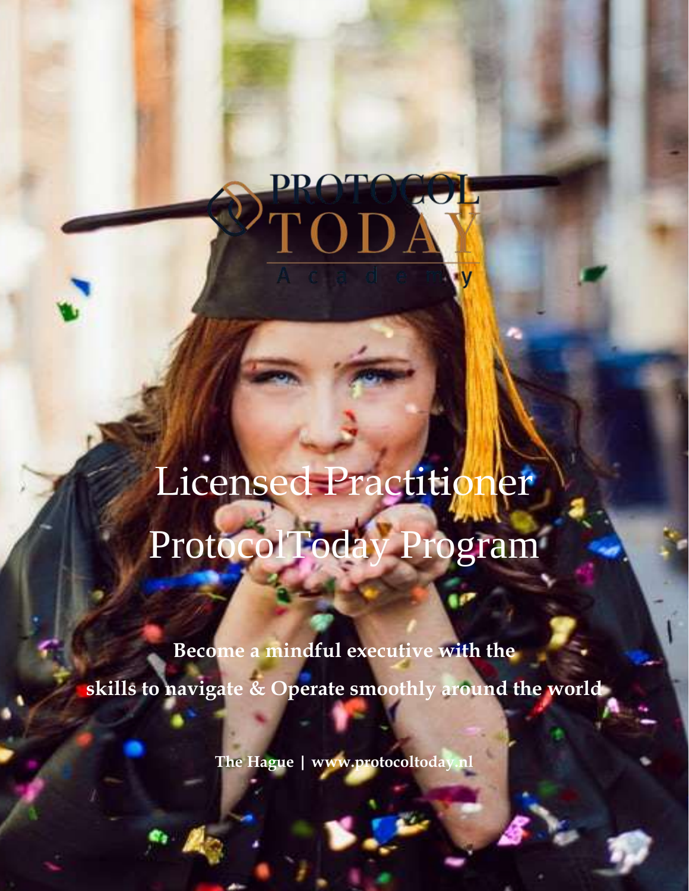PROTOCOL TODAY Academy

# Licensed Practitioner ProtocolToday Program

**Become a mindful executive with the skills to navigate & Operate smoothly around the world**

**The Hague | www.protocoltoday.nl**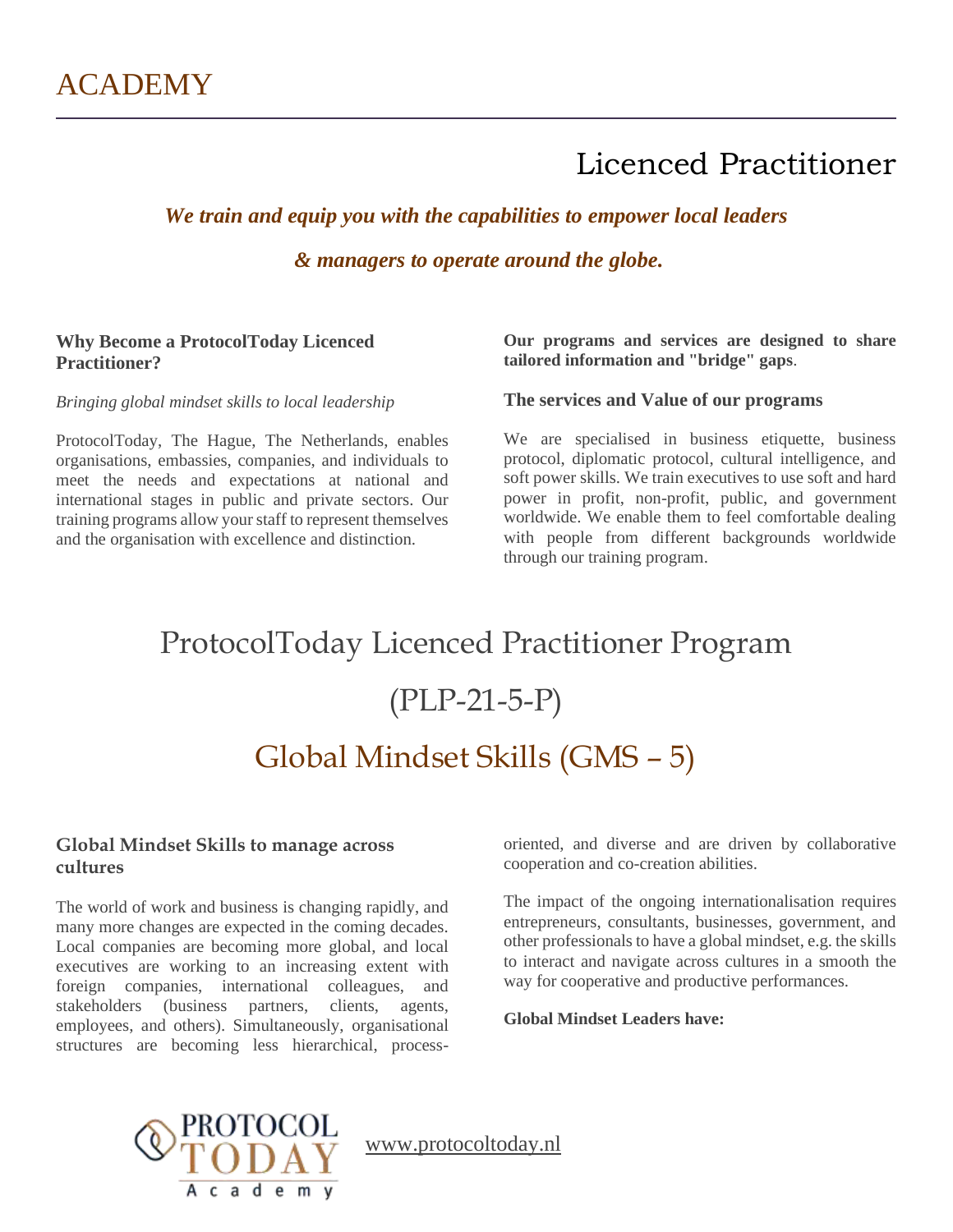# ACADEMY

## Licenced Practitioner

***We train and equip you with the capabilities to empower local leaders & managers to operate around the globe.***

### Why Become a ProtocolToday Licenced Practitioner?

*Bringing global mindset skills to local leadership*

ProtocolToday, The Hague, The Netherlands, enables organisations, embassies, companies, and individuals to meet the needs and expectations at national and international stages in public and private sectors. Our training programs allow your staff to represent themselves and the organisation with excellence and distinction.

**Our programs and services are designed to share tailored information and "bridge" gaps**.

### The services and Value of our programs

We are specialised in business etiquette, business protocol, diplomatic protocol, cultural intelligence, and soft power skills. We train executives to use soft and hard power in profit, non-profit, public, and government worldwide. We enable them to feel comfortable dealing with people from different backgrounds worldwide through our training program.

## ProtocolToday Licenced Practitioner Program

## (PLP-21-5-P)

## Global Mindset Skills (GMS – 5)

### Global Mindset Skills to manage across cultures

The world of work and business is changing rapidly, and many more changes are expected in the coming decades. Local companies are becoming more global, and local executives are working to an increasing extent with foreign companies, international colleagues, and stakeholders (business partners, clients, agents, employees, and others). Simultaneously, organisational structures are becoming less hierarchical, process-oriented, and diverse and are driven by collaborative cooperation and co-creation abilities.

The impact of the ongoing internationalisation requires entrepreneurs, consultants, businesses, government, and other professionals to have a global mindset, e.g. the skills to interact and navigate across cultures in a smooth the way for cooperative and productive performances.

**Global Mindset Leaders have:**

www.protocoltoday.nl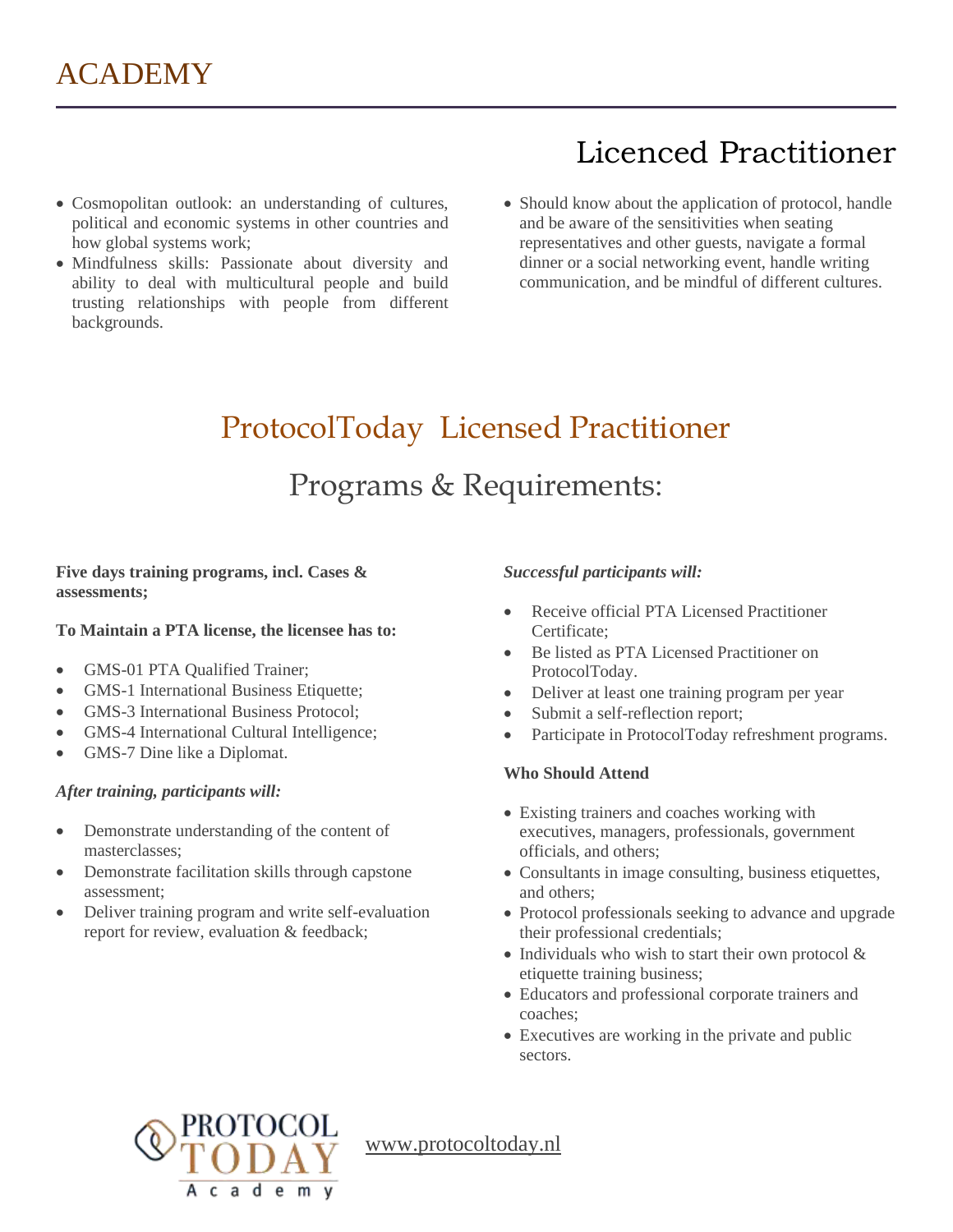# ACADEMY

## Licenced Practitioner

- Cosmopolitan outlook: an understanding of cultures, political and economic systems in other countries and how global systems work;
- Mindfulness skills: Passionate about diversity and ability to deal with multicultural people and build trusting relationships with people from different backgrounds.
- Should know about the application of protocol, handle and be aware of the sensitivities when seating representatives and other guests, navigate a formal dinner or a social networking event, handle writing communication, and be mindful of different cultures.

## ProtocolToday Licensed Practitioner

## Programs & Requirements:

**Five days training programs, incl. Cases & assessments;**

**To Maintain a PTA license, the licensee has to:**

- GMS-01 PTA Qualified Trainer;
- GMS-1 International Business Etiquette;
- GMS-3 International Business Protocol;
- GMS-4 International Cultural Intelligence;
- GMS-7 Dine like a Diplomat.

***After training, participants will:***

- Demonstrate understanding of the content of masterclasses;
- Demonstrate facilitation skills through capstone assessment;
- Deliver training program and write self-evaluation report for review, evaluation & feedback;

***Successful participants will:***

- Receive official PTA Licensed Practitioner Certificate;
- Be listed as PTA Licensed Practitioner on ProtocolToday.
- Deliver at least one training program per year
- Submit a self-reflection report;
- Participate in ProtocolToday refreshment programs.

**Who Should Attend**

- Existing trainers and coaches working with executives, managers, professionals, government officials, and others;
- Consultants in image consulting, business etiquettes, and others;
- Protocol professionals seeking to advance and upgrade their professional credentials;
- Individuals who wish to start their own protocol & etiquette training business;
- Educators and professional corporate trainers and coaches;
- Executives are working in the private and public sectors.

PROTOCOL TODAY Academy

www.protocoltoday.nl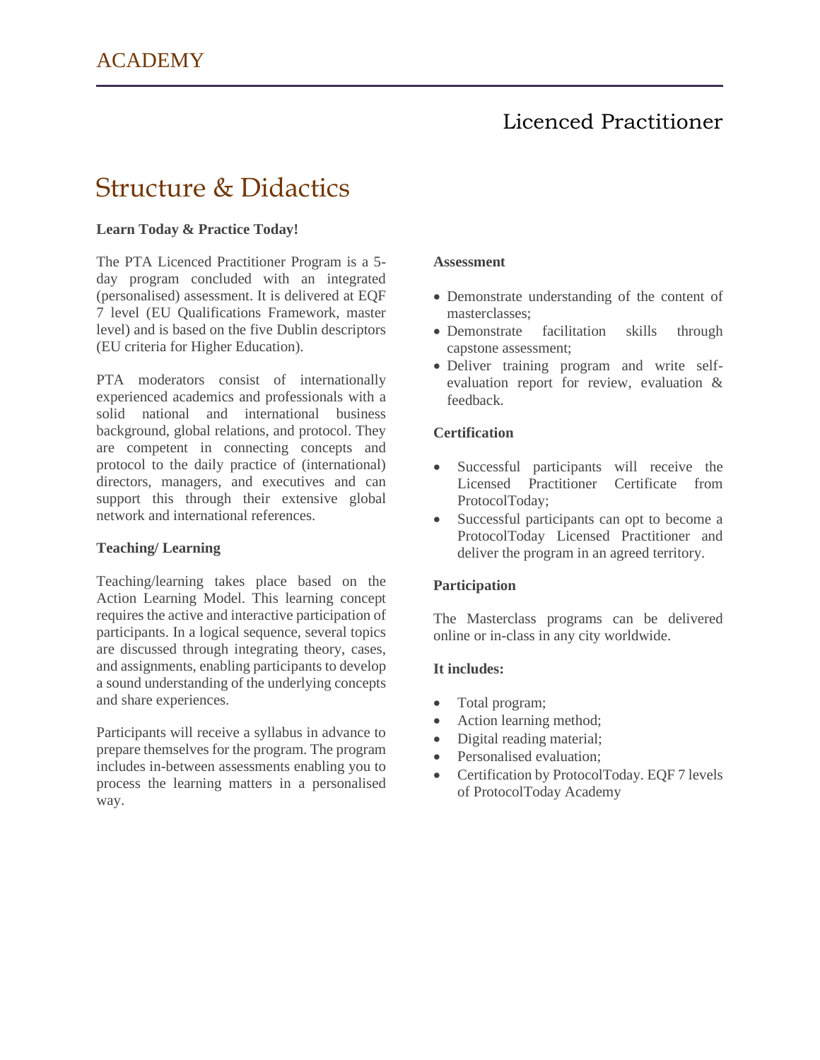# Licenced Practitioner

## Structure & Didactics

**Learn Today & Practice Today!**

The PTA Licenced Practitioner Program is a 5-day program concluded with an integrated (personalised) assessment. It is delivered at EQF 7 level (EU Qualifications Framework, master level) and is based on the five Dublin descriptors (EU criteria for Higher Education).

PTA moderators consist of internationally experienced academics and professionals with a solid national and international business background, global relations, and protocol. They are competent in connecting concepts and protocol to the daily practice of (international) directors, managers, and executives and can support this through their extensive global network and international references.

**Teaching/ Learning**

Teaching/learning takes place based on the Action Learning Model. This learning concept requires the active and interactive participation of participants. In a logical sequence, several topics are discussed through integrating theory, cases, and assignments, enabling participants to develop a sound understanding of the underlying concepts and share experiences.

Participants will receive a syllabus in advance to prepare themselves for the program. The program includes in-between assessments enabling you to process the learning matters in a personalised way.

**Assessment**

- Demonstrate understanding of the content of masterclasses;
- Demonstrate facilitation skills through capstone assessment;
- Deliver training program and write self-evaluation report for review, evaluation & feedback.

**Certification**

- Successful participants will receive the Licensed Practitioner Certificate from ProtocolToday;
- Successful participants can opt to become a ProtocolToday Licensed Practitioner and deliver the program in an agreed territory.

**Participation**

The Masterclass programs can be delivered online or in-class in any city worldwide.

**It includes:**

- Total program;
- Action learning method;
- Digital reading material;
- Personalised evaluation;
- Certification by ProtocolToday. EQF 7 levels of ProtocolToday Academy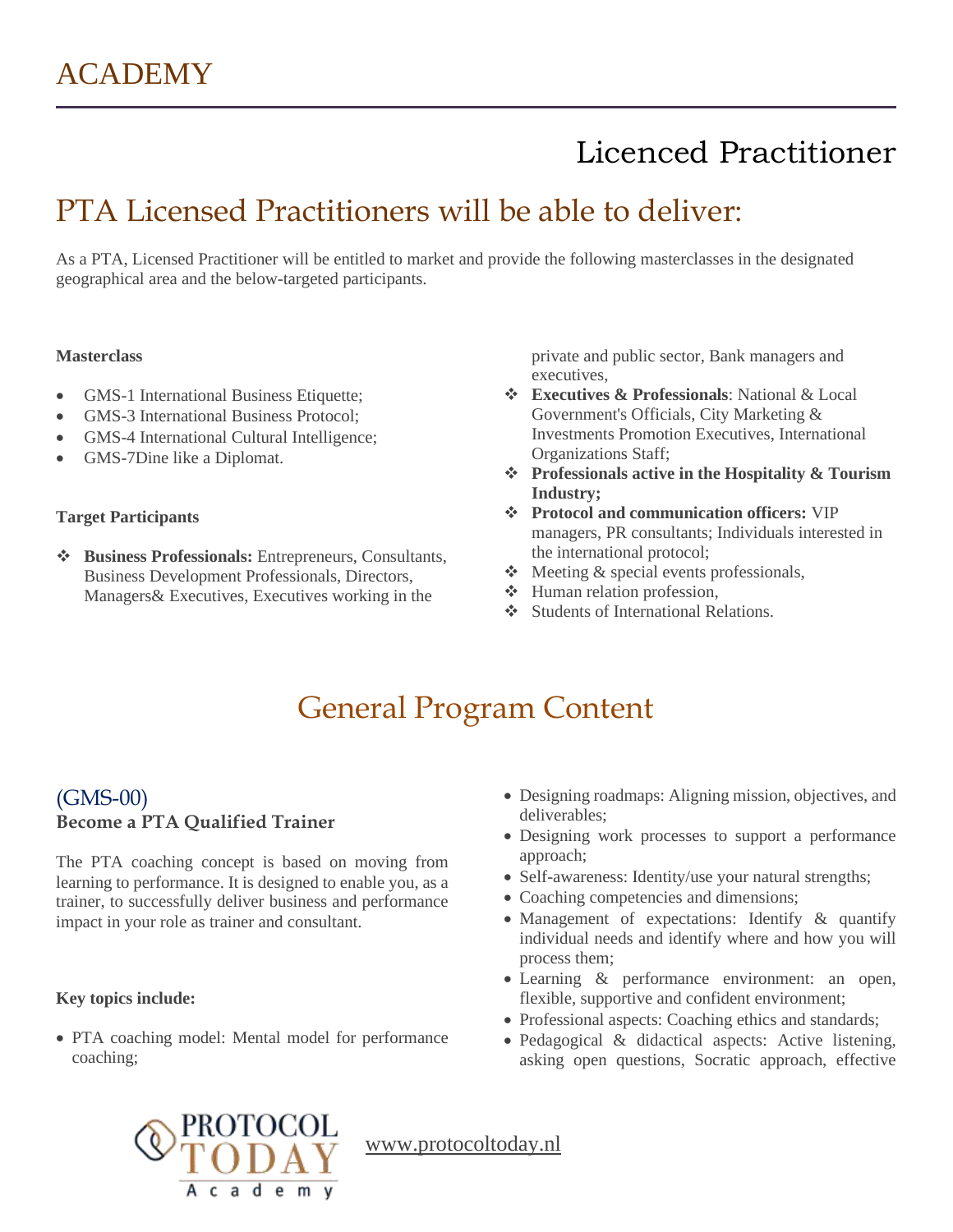# Licenced Practitioner

## PTA Licensed Practitioners will be able to deliver:

As a PTA, Licensed Practitioner will be entitled to market and provide the following masterclasses in the designated geographical area and the below-targeted participants.

**Masterclass**

- GMS-1 International Business Etiquette;
- GMS-3 International Business Protocol;
- GMS-4 International Cultural Intelligence;
- GMS-7Dine like a Diplomat.

**Target Participants**

- **Business Professionals:** Entrepreneurs, Consultants, Business Development Professionals, Directors, Managers& Executives, Executives working in the private and public sector, Bank managers and executives,
- **Executives & Professionals**: National & Local Government's Officials, City Marketing & Investments Promotion Executives, International Organizations Staff;
- **Professionals active in the Hospitality & Tourism Industry;**
- **Protocol and communication officers:** VIP managers, PR consultants; Individuals interested in the international protocol;
- Meeting & special events professionals,
- Human relation profession,
- Students of International Relations.

## General Program Content

### (GMS-00)
### Become a PTA Qualified Trainer

The PTA coaching concept is based on moving from learning to performance. It is designed to enable you, as a trainer, to successfully deliver business and performance impact in your role as trainer and consultant.

**Key topics include:**

- PTA coaching model: Mental model for performance coaching;
- Designing roadmaps: Aligning mission, objectives, and deliverables;
- Designing work processes to support a performance approach;
- Self-awareness: Identity/use your natural strengths;
- Coaching competencies and dimensions;
- Management of expectations: Identify & quantify individual needs and identify where and how you will process them;
- Learning & performance environment: an open, flexible, supportive and confident environment;
- Professional aspects: Coaching ethics and standards;
- Pedagogical & didactical aspects: Active listening, asking open questions, Socratic approach, effective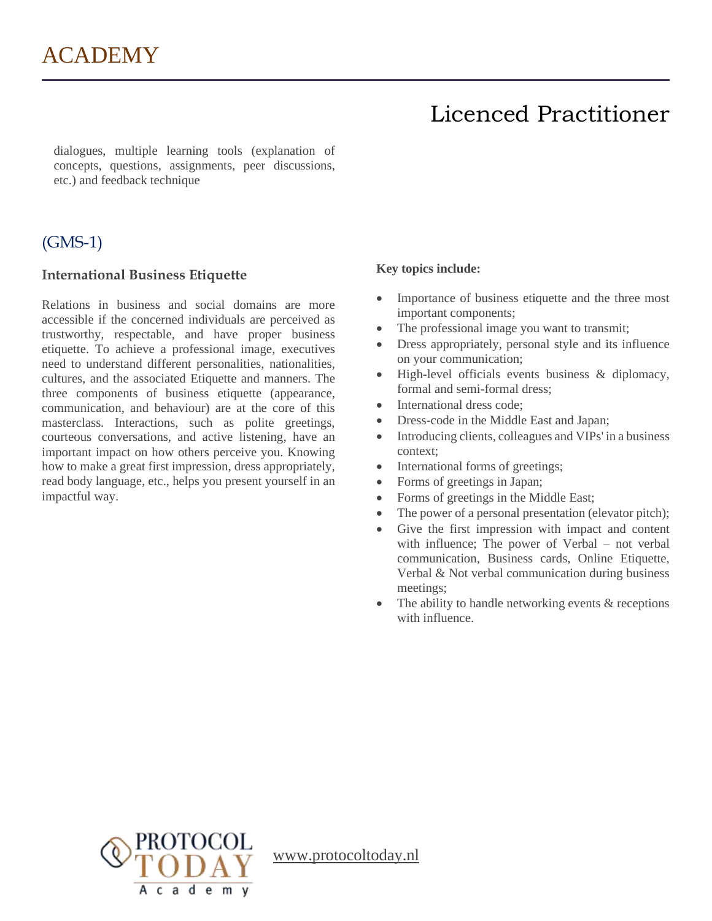dialogues, multiple learning tools (explanation of concepts, questions, assignments, peer discussions, etc.) and feedback technique

## (GMS-1)

### International Business Etiquette

Relations in business and social domains are more accessible if the concerned individuals are perceived as trustworthy, respectable, and have proper business etiquette. To achieve a professional image, executives need to understand different personalities, nationalities, cultures, and the associated Etiquette and manners. The three components of business etiquette (appearance, communication, and behaviour) are at the core of this masterclass. Interactions, such as polite greetings, courteous conversations, and active listening, have an important impact on how others perceive you. Knowing how to make a great first impression, dress appropriately, read body language, etc., helps you present yourself in an impactful way.

**Key topics include:**

- Importance of business etiquette and the three most important components;
- The professional image you want to transmit;
- Dress appropriately, personal style and its influence on your communication;
- High-level officials events business & diplomacy, formal and semi-formal dress;
- International dress code;
- Dress-code in the Middle East and Japan;
- Introducing clients, colleagues and VIPs' in a business context;
- International forms of greetings;
- Forms of greetings in Japan;
- Forms of greetings in the Middle East;
- The power of a personal presentation (elevator pitch);
- Give the first impression with impact and content with influence; The power of Verbal – not verbal communication, Business cards, Online Etiquette, Verbal & Not verbal communication during business meetings;
- The ability to handle networking events & receptions with influence.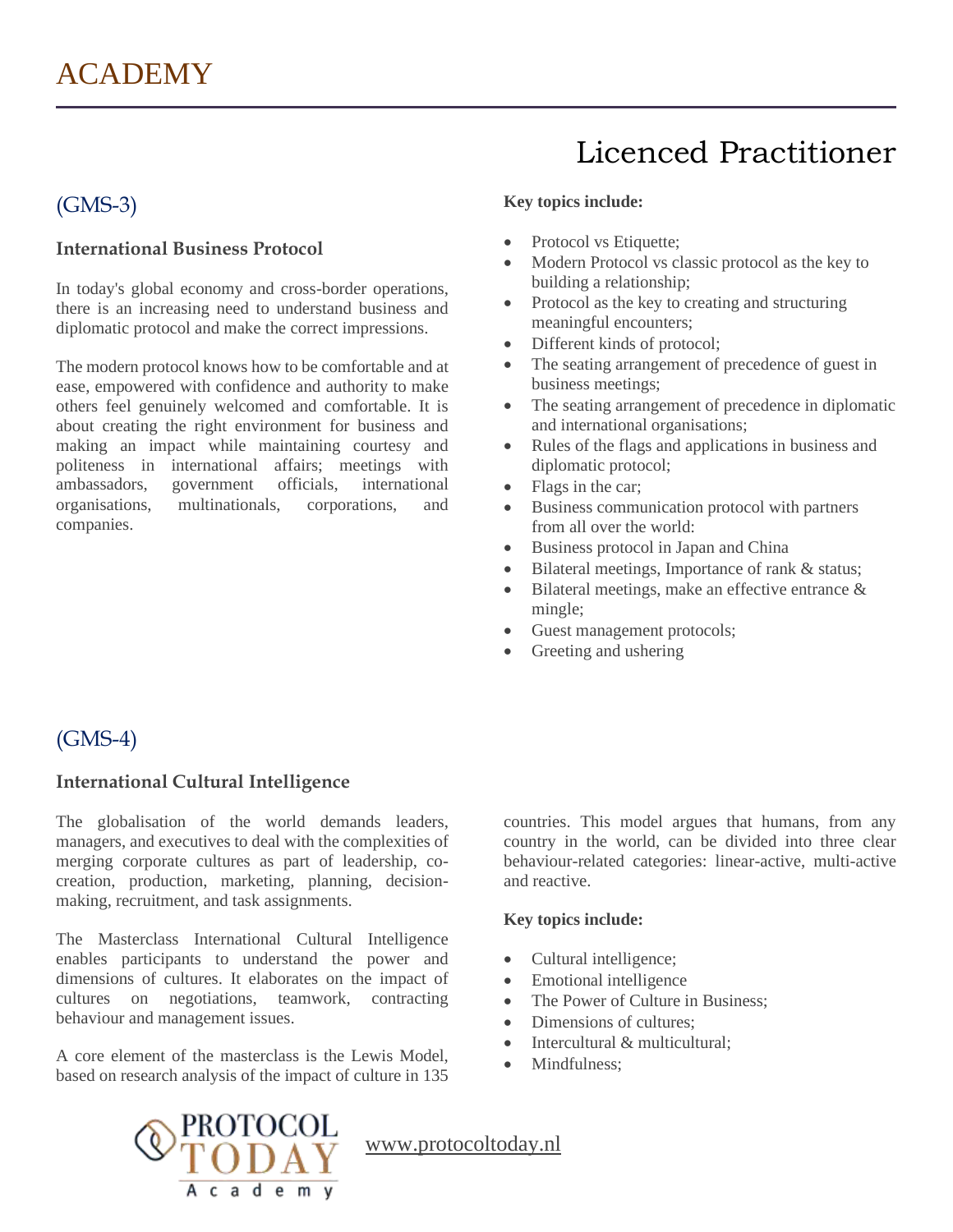# ACADEMY

# Licenced Practitioner

## (GMS-3)

### International Business Protocol

In today's global economy and cross-border operations, there is an increasing need to understand business and diplomatic protocol and make the correct impressions.

The modern protocol knows how to be comfortable and at ease, empowered with confidence and authority to make others feel genuinely welcomed and comfortable. It is about creating the right environment for business and making an impact while maintaining courtesy and politeness in international affairs; meetings with ambassadors, government officials, international organisations, multinationals, corporations, and companies.

**Key topics include:**

- Protocol vs Etiquette;
- Modern Protocol vs classic protocol as the key to building a relationship;
- Protocol as the key to creating and structuring meaningful encounters;
- Different kinds of protocol;
- The seating arrangement of precedence of guest in business meetings;
- The seating arrangement of precedence in diplomatic and international organisations;
- Rules of the flags and applications in business and diplomatic protocol;
- Flags in the car;
- Business communication protocol with partners from all over the world:
- Business protocol in Japan and China
- Bilateral meetings, Importance of rank & status;
- Bilateral meetings, make an effective entrance & mingle;
- Guest management protocols;
- Greeting and ushering

## (GMS-4)

### International Cultural Intelligence

The globalisation of the world demands leaders, managers, and executives to deal with the complexities of merging corporate cultures as part of leadership, co-creation, production, marketing, planning, decision-making, recruitment, and task assignments.

The Masterclass International Cultural Intelligence enables participants to understand the power and dimensions of cultures. It elaborates on the impact of cultures on negotiations, teamwork, contracting behaviour and management issues.

A core element of the masterclass is the Lewis Model, based on research analysis of the impact of culture in 135 countries. This model argues that humans, from any country in the world, can be divided into three clear behaviour-related categories: linear-active, multi-active and reactive.

**Key topics include:**

- Cultural intelligence;
- Emotional intelligence
- The Power of Culture in Business;
- Dimensions of cultures;
- Intercultural & multicultural;
- Mindfulness;

PROTOCOL TODAY Academy

www.protocoltoday.nl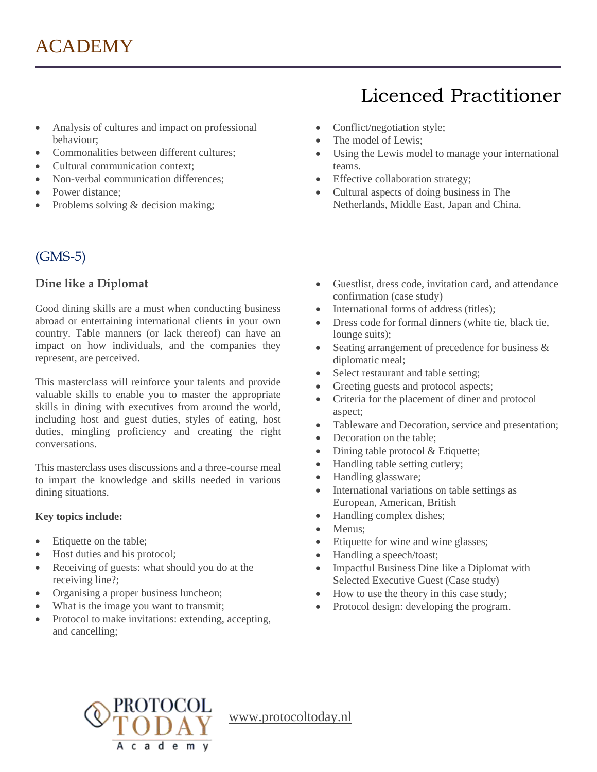- Analysis of cultures and impact on professional behaviour;
- Commonalities between different cultures;
- Cultural communication context;
- Non-verbal communication differences;
- Power distance;
- Problems solving & decision making;
- Conflict/negotiation style;
- The model of Lewis;
- Using the Lewis model to manage your international teams.
- Effective collaboration strategy;
- Cultural aspects of doing business in The Netherlands, Middle East, Japan and China.

## (GMS-5)

### Dine like a Diplomat

Good dining skills are a must when conducting business abroad or entertaining international clients in your own country. Table manners (or lack thereof) can have an impact on how individuals, and the companies they represent, are perceived.

This masterclass will reinforce your talents and provide valuable skills to enable you to master the appropriate skills in dining with executives from around the world, including host and guest duties, styles of eating, host duties, mingling proficiency and creating the right conversations.

This masterclass uses discussions and a three-course meal to impart the knowledge and skills needed in various dining situations.

**Key topics include:**

- Etiquette on the table;
- Host duties and his protocol;
- Receiving of guests: what should you do at the receiving line?;
- Organising a proper business luncheon;
- What is the image you want to transmit;
- Protocol to make invitations: extending, accepting, and cancelling;
- Guestlist, dress code, invitation card, and attendance confirmation (case study)
- International forms of address (titles);
- Dress code for formal dinners (white tie, black tie, lounge suits);
- Seating arrangement of precedence for business & diplomatic meal;
- Select restaurant and table setting;
- Greeting guests and protocol aspects;
- Criteria for the placement of diner and protocol aspect;
- Tableware and Decoration, service and presentation;
- Decoration on the table;
- Dining table protocol & Etiquette;
- Handling table setting cutlery;
- Handling glassware;
- International variations on table settings as European, American, British
- Handling complex dishes;
- Menus;
- Etiquette for wine and wine glasses;
- Handling a speech/toast;
- Impactful Business Dine like a Diplomat with Selected Executive Guest (Case study)
- How to use the theory in this case study;
- Protocol design: developing the program.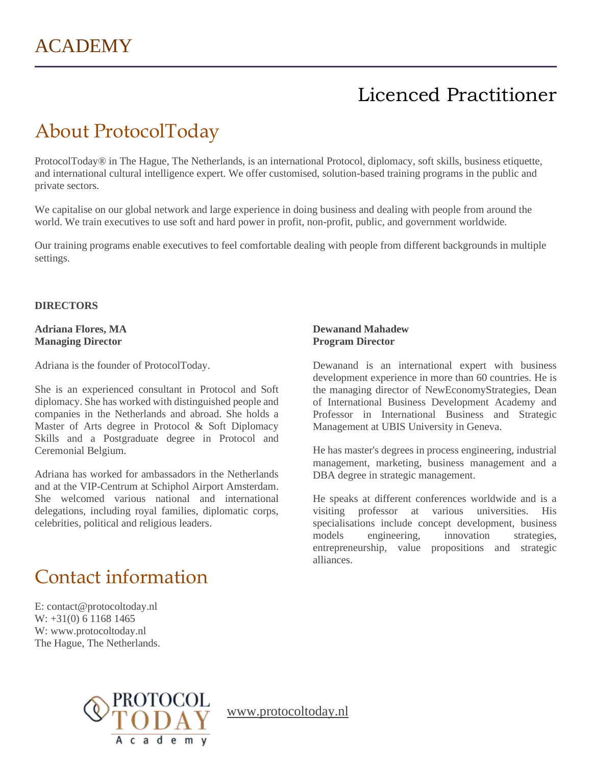# ACADEMY

## Licenced Practitioner

## About ProtocolToday

ProtocolToday® in The Hague, The Netherlands, is an international Protocol, diplomacy, soft skills, business etiquette, and international cultural intelligence expert. We offer customised, solution-based training programs in the public and private sectors.

We capitalise on our global network and large experience in doing business and dealing with people from around the world. We train executives to use soft and hard power in profit, non-profit, public, and government worldwide.

Our training programs enable executives to feel comfortable dealing with people from different backgrounds in multiple settings.

**DIRECTORS**

**Adriana Flores, MA**
**Managing Director**

Adriana is the founder of ProtocolToday.

She is an experienced consultant in Protocol and Soft diplomacy. She has worked with distinguished people and companies in the Netherlands and abroad. She holds a Master of Arts degree in Protocol & Soft Diplomacy Skills and a Postgraduate degree in Protocol and Ceremonial Belgium.

Adriana has worked for ambassadors in the Netherlands and at the VIP-Centrum at Schiphol Airport Amsterdam. She welcomed various national and international delegations, including royal families, diplomatic corps, celebrities, political and religious leaders.

**Dewanand Mahadew**
**Program Director**

Dewanand is an international expert with business development experience in more than 60 countries. He is the managing director of NewEconomyStrategies, Dean of International Business Development Academy and Professor in International Business and Strategic Management at UBIS University in Geneva.

He has master's degrees in process engineering, industrial management, marketing, business management and a DBA degree in strategic management.

He speaks at different conferences worldwide and is a visiting professor at various universities. His specialisations include concept development, business models engineering, innovation strategies, entrepreneurship, value propositions and strategic alliances.

## Contact information

E: contact@protocoltoday.nl
W: +31(0) 6 1168 1465
W: www.protocoltoday.nl
The Hague, The Netherlands.

PROTOCOL TODAY Academy

www.protocoltoday.nl